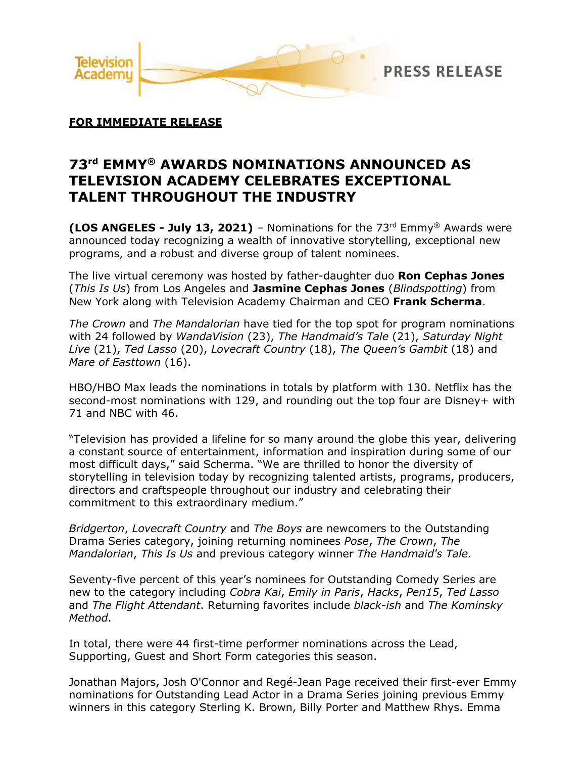Television Academy PRESS RELEASE

**FOR IMMEDIATE RELEASE**

# 73rd EMMY® AWARDS NOMINATIONS ANNOUNCED AS TELEVISION ACADEMY CELEBRATES EXCEPTIONAL TALENT THROUGHOUT THE INDUSTRY

**(LOS ANGELES - July 13, 2021)** – Nominations for the 73rd Emmy® Awards were announced today recognizing a wealth of innovative storytelling, exceptional new programs, and a robust and diverse group of talent nominees.

The live virtual ceremony was hosted by father-daughter duo **Ron Cephas Jones** (*This Is Us*) from Los Angeles and **Jasmine Cephas Jones** (*Blindspotting*) from New York along with Television Academy Chairman and CEO **Frank Scherma**.

*The Crown* and *The Mandalorian* have tied for the top spot for program nominations with 24 followed by *WandaVision* (23), *The Handmaid's Tale* (21), *Saturday Night Live* (21), *Ted Lasso* (20), *Lovecraft Country* (18), *The Queen's Gambit* (18) and *Mare of Easttown* (16).

HBO/HBO Max leads the nominations in totals by platform with 130. Netflix has the second-most nominations with 129, and rounding out the top four are Disney+ with 71 and NBC with 46.

"Television has provided a lifeline for so many around the globe this year, delivering a constant source of entertainment, information and inspiration during some of our most difficult days," said Scherma. "We are thrilled to honor the diversity of storytelling in television today by recognizing talented artists, programs, producers, directors and craftspeople throughout our industry and celebrating their commitment to this extraordinary medium."

*Bridgerton*, *Lovecraft Country* and *The Boys* are newcomers to the Outstanding Drama Series category, joining returning nominees *Pose*, *The Crown*, *The Mandalorian*, *This Is Us* and previous category winner *The Handmaid's Tale.*

Seventy-five percent of this year's nominees for Outstanding Comedy Series are new to the category including *Cobra Kai*, *Emily in Paris*, *Hacks*, *Pen15*, *Ted Lasso* and *The Flight Attendant*. Returning favorites include *black-ish* and *The Kominsky Method*.

In total, there were 44 first-time performer nominations across the Lead, Supporting, Guest and Short Form categories this season.

Jonathan Majors, Josh O'Connor and Regé-Jean Page received their first-ever Emmy nominations for Outstanding Lead Actor in a Drama Series joining previous Emmy winners in this category Sterling K. Brown, Billy Porter and Matthew Rhys. Emma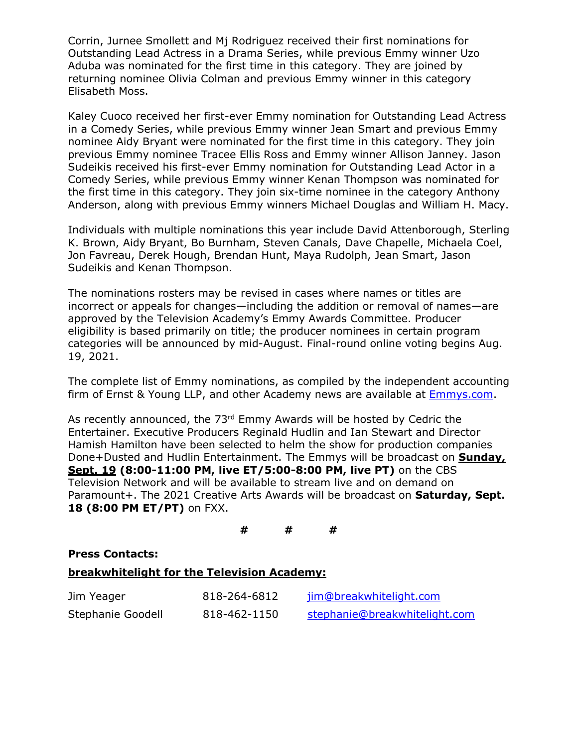Corrin, Jurnee Smollett and Mj Rodriguez received their first nominations for Outstanding Lead Actress in a Drama Series, while previous Emmy winner Uzo Aduba was nominated for the first time in this category. They are joined by returning nominee Olivia Colman and previous Emmy winner in this category Elisabeth Moss.

Kaley Cuoco received her first-ever Emmy nomination for Outstanding Lead Actress in a Comedy Series, while previous Emmy winner Jean Smart and previous Emmy nominee Aidy Bryant were nominated for the first time in this category. They join previous Emmy nominee Tracee Ellis Ross and Emmy winner Allison Janney. Jason Sudeikis received his first-ever Emmy nomination for Outstanding Lead Actor in a Comedy Series, while previous Emmy winner Kenan Thompson was nominated for the first time in this category. They join six-time nominee in the category Anthony Anderson, along with previous Emmy winners Michael Douglas and William H. Macy.

Individuals with multiple nominations this year include David Attenborough, Sterling K. Brown, Aidy Bryant, Bo Burnham, Steven Canals, Dave Chapelle, Michaela Coel, Jon Favreau, Derek Hough, Brendan Hunt, Maya Rudolph, Jean Smart, Jason Sudeikis and Kenan Thompson.

The nominations rosters may be revised in cases where names or titles are incorrect or appeals for changes—including the addition or removal of names—are approved by the Television Academy's Emmy Awards Committee. Producer eligibility is based primarily on title; the producer nominees in certain program categories will be announced by mid-August. Final-round online voting begins Aug. 19, 2021.

The complete list of Emmy nominations, as compiled by the independent accounting firm of Ernst & Young LLP, and other Academy news are available at [Emmys.com](Emmys.com).

As recently announced, the 73rd Emmy Awards will be hosted by Cedric the Entertainer. Executive Producers Reginald Hudlin and Ian Stewart and Director Hamish Hamilton have been selected to helm the show for production companies Done+Dusted and Hudlin Entertainment. The Emmys will be broadcast on **Sunday, Sept. 19** **(8:00-11:00 PM, live ET/5:00-8:00 PM, live PT)** on the CBS Television Network and will be available to stream live and on demand on Paramount+. The 2021 Creative Arts Awards will be broadcast on **Saturday, Sept. 18 (8:00 PM ET/PT)** on FXX.

\# # #

**Press Contacts:**

**breakwhitelight for the Television Academy:**

| | | |
|---|---|---|
| Jim Yeager | 818-264-6812 | jim@breakwhitelight.com |
| Stephanie Goodell | 818-462-1150 | stephanie@breakwhitelight.com |